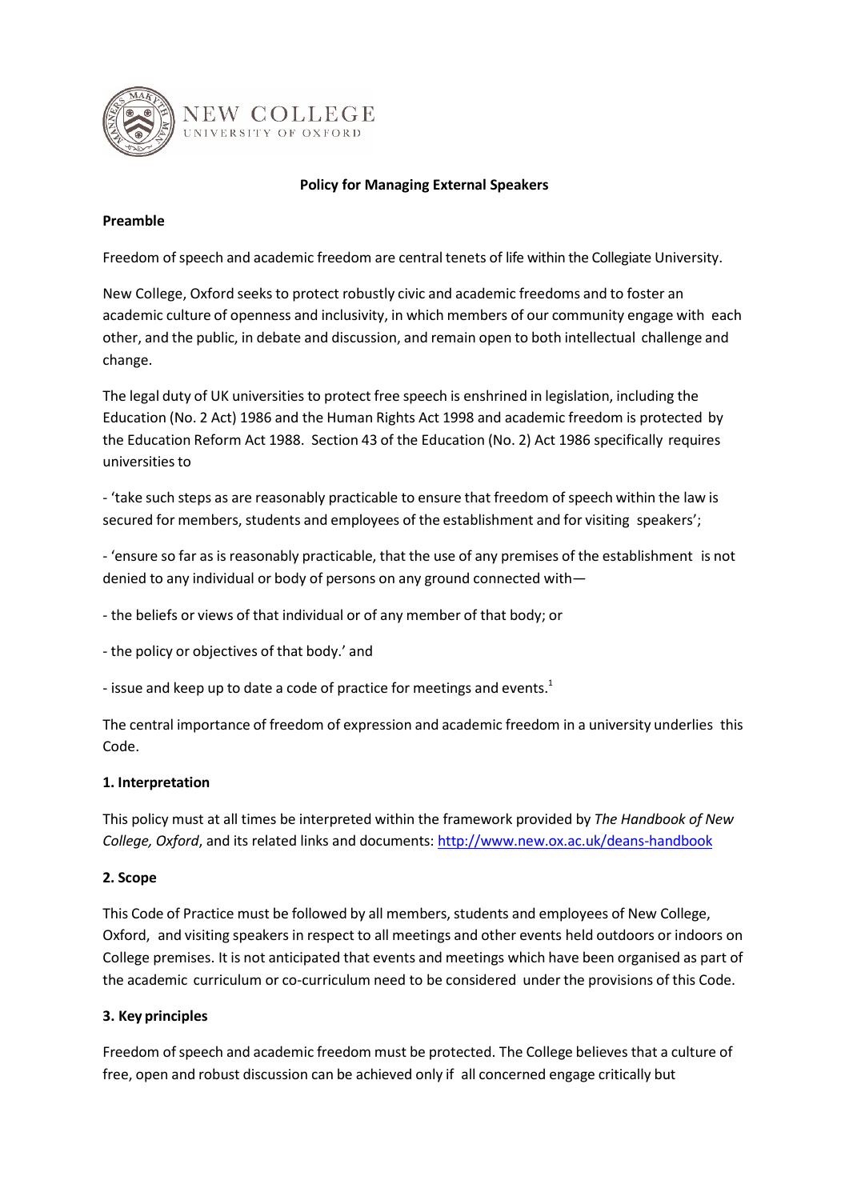NEW COLLEGE
UNIVERSITY OF OXFORD

# Policy for Managing External Speakers

## Preamble

Freedom of speech and academic freedom are central tenets of life within the Collegiate University.

New College, Oxford seeks to protect robustly civic and academic freedoms and to foster an academic culture of openness and inclusivity, in which members of our community engage with each other, and the public, in debate and discussion, and remain open to both intellectual challenge and change.

The legal duty of UK universities to protect free speech is enshrined in legislation, including the Education (No. 2 Act) 1986 and the Human Rights Act 1998 and academic freedom is protected by the Education Reform Act 1988. Section 43 of the Education (No. 2) Act 1986 specifically requires universities to

- 'take such steps as are reasonably practicable to ensure that freedom of speech within the law is secured for members, students and employees of the establishment and for visiting speakers';

- 'ensure so far as is reasonably practicable, that the use of any premises of the establishment is not denied to any individual or body of persons on any ground connected with—

- the beliefs or views of that individual or of any member of that body; or

- the policy or objectives of that body.' and

- issue and keep up to date a code of practice for meetings and events.[1]

The central importance of freedom of expression and academic freedom in a university underlies this Code.

## 1. Interpretation

This policy must at all times be interpreted within the framework provided by *The Handbook of New College, Oxford*, and its related links and documents: http://www.new.ox.ac.uk/deans-handbook

## 2. Scope

This Code of Practice must be followed by all members, students and employees of New College, Oxford, and visiting speakers in respect to all meetings and other events held outdoors or indoors on College premises. It is not anticipated that events and meetings which have been organised as part of the academic curriculum or co-curriculum need to be considered under the provisions of this Code.

## 3. Key principles

Freedom of speech and academic freedom must be protected. The College believes that a culture of free, open and robust discussion can be achieved only if all concerned engage critically but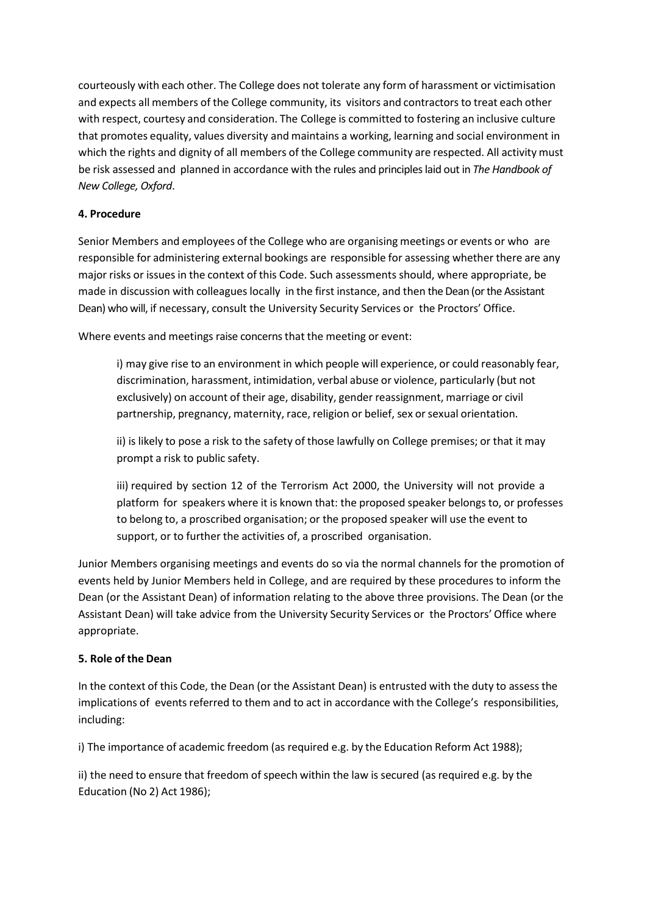courteously with each other. The College does not tolerate any form of harassment or victimisation and expects all members of the College community, its visitors and contractors to treat each other with respect, courtesy and consideration. The College is committed to fostering an inclusive culture that promotes equality, values diversity and maintains a working, learning and social environment in which the rights and dignity of all members of the College community are respected. All activity must be risk assessed and planned in accordance with the rules and principles laid out in *The Handbook of New College, Oxford*.

**4. Procedure**

Senior Members and employees of the College who are organising meetings or events or who are responsible for administering external bookings are responsible for assessing whether there are any major risks or issues in the context of this Code. Such assessments should, where appropriate, be made in discussion with colleagues locally in the first instance, and then the Dean (or the Assistant Dean) who will, if necessary, consult the University Security Services or the Proctors' Office.

Where events and meetings raise concerns that the meeting or event:

> i) may give rise to an environment in which people will experience, or could reasonably fear, discrimination, harassment, intimidation, verbal abuse or violence, particularly (but not exclusively) on account of their age, disability, gender reassignment, marriage or civil partnership, pregnancy, maternity, race, religion or belief, sex or sexual orientation.
>
> ii) is likely to pose a risk to the safety of those lawfully on College premises; or that it may prompt a risk to public safety.
>
> iii) required by section 12 of the Terrorism Act 2000, the University will not provide a platform for speakers where it is known that: the proposed speaker belongs to, or professes to belong to, a proscribed organisation; or the proposed speaker will use the event to support, or to further the activities of, a proscribed organisation.

Junior Members organising meetings and events do so via the normal channels for the promotion of events held by Junior Members held in College, and are required by these procedures to inform the Dean (or the Assistant Dean) of information relating to the above three provisions. The Dean (or the Assistant Dean) will take advice from the University Security Services or the Proctors' Office where appropriate.

**5. Role of the Dean**

In the context of this Code, the Dean (or the Assistant Dean) is entrusted with the duty to assess the implications of events referred to them and to act in accordance with the College's responsibilities, including:

i) The importance of academic freedom (as required e.g. by the Education Reform Act 1988);

ii) the need to ensure that freedom of speech within the law is secured (as required e.g. by the Education (No 2) Act 1986);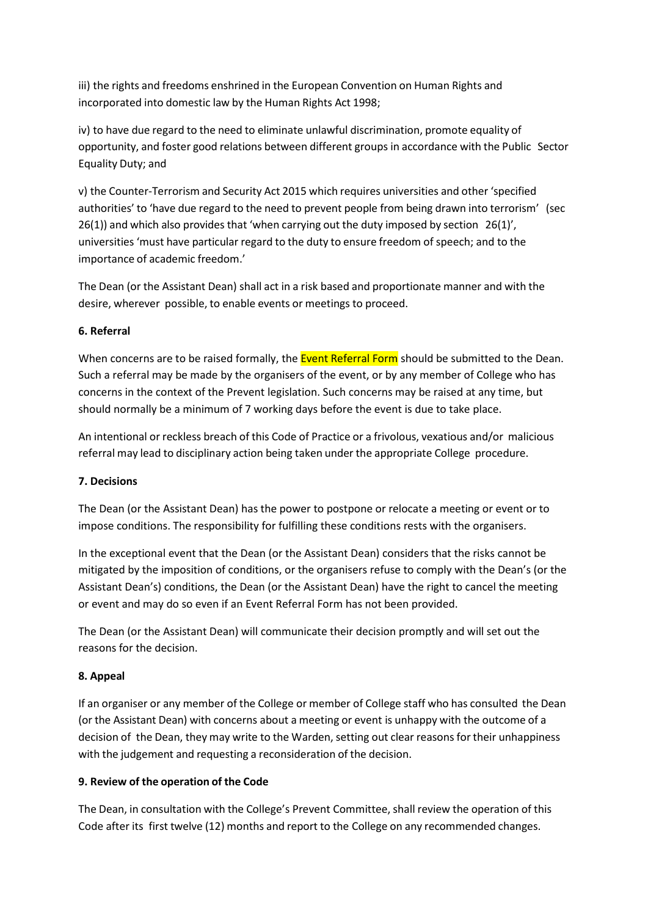iii) the rights and freedoms enshrined in the European Convention on Human Rights and incorporated into domestic law by the Human Rights Act 1998;

iv) to have due regard to the need to eliminate unlawful discrimination, promote equality of opportunity, and foster good relations between different groups in accordance with the Public Sector Equality Duty; and

v) the Counter-Terrorism and Security Act 2015 which requires universities and other 'specified authorities' to 'have due regard to the need to prevent people from being drawn into terrorism' (sec 26(1)) and which also provides that 'when carrying out the duty imposed by section 26(1)', universities 'must have particular regard to the duty to ensure freedom of speech; and to the importance of academic freedom.'

The Dean (or the Assistant Dean) shall act in a risk based and proportionate manner and with the desire, wherever possible, to enable events or meetings to proceed.

**6. Referral**

When concerns are to be raised formally, the Event Referral Form should be submitted to the Dean. Such a referral may be made by the organisers of the event, or by any member of College who has concerns in the context of the Prevent legislation. Such concerns may be raised at any time, but should normally be a minimum of 7 working days before the event is due to take place.

An intentional or reckless breach of this Code of Practice or a frivolous, vexatious and/or malicious referral may lead to disciplinary action being taken under the appropriate College procedure.

**7. Decisions**

The Dean (or the Assistant Dean) has the power to postpone or relocate a meeting or event or to impose conditions. The responsibility for fulfilling these conditions rests with the organisers.

In the exceptional event that the Dean (or the Assistant Dean) considers that the risks cannot be mitigated by the imposition of conditions, or the organisers refuse to comply with the Dean's (or the Assistant Dean's) conditions, the Dean (or the Assistant Dean) have the right to cancel the meeting or event and may do so even if an Event Referral Form has not been provided.

The Dean (or the Assistant Dean) will communicate their decision promptly and will set out the reasons for the decision.

**8. Appeal**

If an organiser or any member of the College or member of College staff who has consulted the Dean (or the Assistant Dean) with concerns about a meeting or event is unhappy with the outcome of a decision of the Dean, they may write to the Warden, setting out clear reasons for their unhappiness with the judgement and requesting a reconsideration of the decision.

**9. Review of the operation of the Code**

The Dean, in consultation with the College's Prevent Committee, shall review the operation of this Code after its first twelve (12) months and report to the College on any recommended changes.